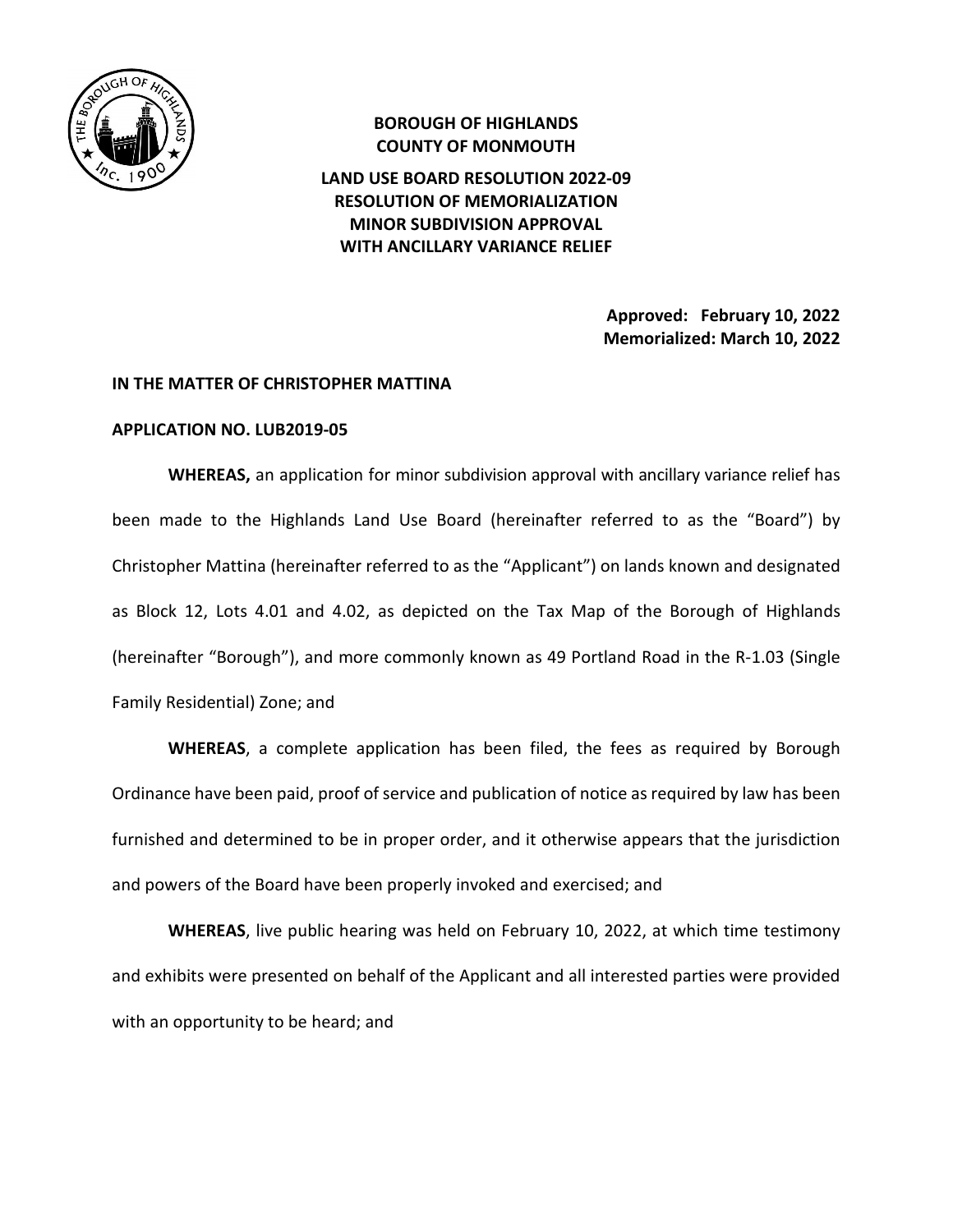**BOROUGH OF HIGHLANDS**
**COUNTY OF MONMOUTH**

**LAND USE BOARD RESOLUTION 2022-09**
**RESOLUTION OF MEMORIALIZATION**
**MINOR SUBDIVISION APPROVAL**
**WITH ANCILLARY VARIANCE RELIEF**

**Approved: February 10, 2022**
**Memorialized: March 10, 2022**

**IN THE MATTER OF CHRISTOPHER MATTINA**

**APPLICATION NO. LUB2019-05**

**WHEREAS,** an application for minor subdivision approval with ancillary variance relief has been made to the Highlands Land Use Board (hereinafter referred to as the "Board") by Christopher Mattina (hereinafter referred to as the "Applicant") on lands known and designated as Block 12, Lots 4.01 and 4.02, as depicted on the Tax Map of the Borough of Highlands (hereinafter "Borough"), and more commonly known as 49 Portland Road in the R-1.03 (Single Family Residential) Zone; and

**WHEREAS**, a complete application has been filed, the fees as required by Borough Ordinance have been paid, proof of service and publication of notice as required by law has been furnished and determined to be in proper order, and it otherwise appears that the jurisdiction and powers of the Board have been properly invoked and exercised; and

**WHEREAS**, live public hearing was held on February 10, 2022, at which time testimony and exhibits were presented on behalf of the Applicant and all interested parties were provided with an opportunity to be heard; and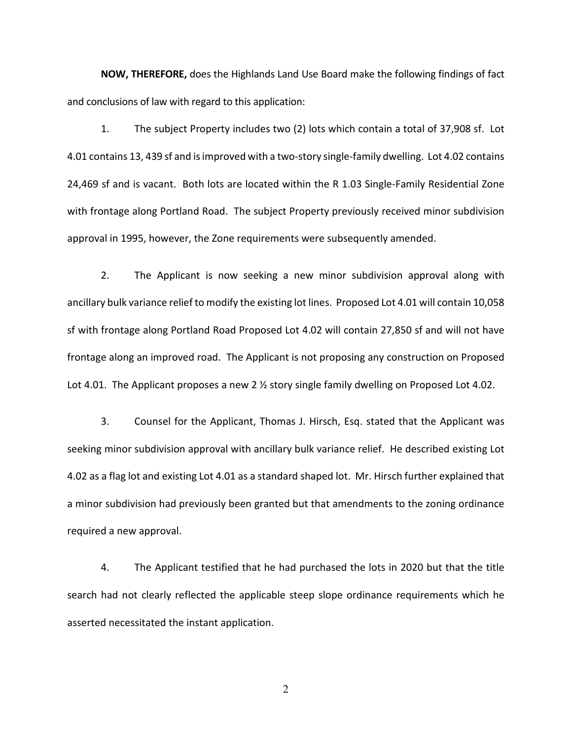**NOW, THEREFORE,** does the Highlands Land Use Board make the following findings of fact and conclusions of law with regard to this application:

1. The subject Property includes two (2) lots which contain a total of 37,908 sf. Lot 4.01 contains 13, 439 sf and is improved with a two-story single-family dwelling. Lot 4.02 contains 24,469 sf and is vacant. Both lots are located within the R 1.03 Single-Family Residential Zone with frontage along Portland Road. The subject Property previously received minor subdivision approval in 1995, however, the Zone requirements were subsequently amended.

2. The Applicant is now seeking a new minor subdivision approval along with ancillary bulk variance relief to modify the existing lot lines. Proposed Lot 4.01 will contain 10,058 sf with frontage along Portland Road Proposed Lot 4.02 will contain 27,850 sf and will not have frontage along an improved road. The Applicant is not proposing any construction on Proposed Lot 4.01. The Applicant proposes a new 2 ½ story single family dwelling on Proposed Lot 4.02.

3. Counsel for the Applicant, Thomas J. Hirsch, Esq. stated that the Applicant was seeking minor subdivision approval with ancillary bulk variance relief. He described existing Lot 4.02 as a flag lot and existing Lot 4.01 as a standard shaped lot. Mr. Hirsch further explained that a minor subdivision had previously been granted but that amendments to the zoning ordinance required a new approval.

4. The Applicant testified that he had purchased the lots in 2020 but that the title search had not clearly reflected the applicable steep slope ordinance requirements which he asserted necessitated the instant application.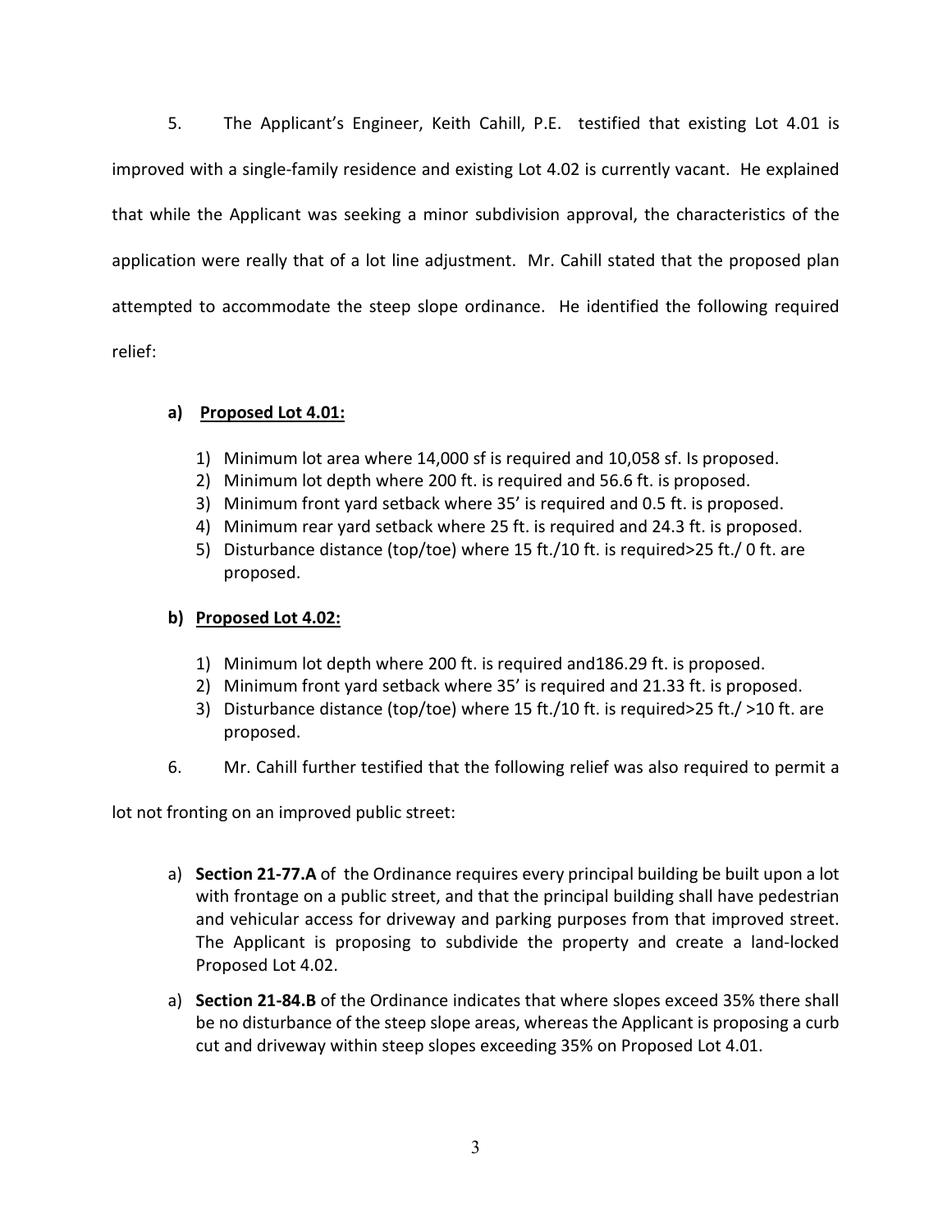5. The Applicant's Engineer, Keith Cahill, P.E. testified that existing Lot 4.01 is improved with a single-family residence and existing Lot 4.02 is currently vacant. He explained that while the Applicant was seeking a minor subdivision approval, the characteristics of the application were really that of a lot line adjustment. Mr. Cahill stated that the proposed plan attempted to accommodate the steep slope ordinance. He identified the following required relief:

**a) <u>Proposed Lot 4.01:</u>**

1) Minimum lot area where 14,000 sf is required and 10,058 sf. Is proposed.
2) Minimum lot depth where 200 ft. is required and 56.6 ft. is proposed.
3) Minimum front yard setback where 35' is required and 0.5 ft. is proposed.
4) Minimum rear yard setback where 25 ft. is required and 24.3 ft. is proposed.
5) Disturbance distance (top/toe) where 15 ft./10 ft. is required>25 ft./ 0 ft. are proposed.

**b) <u>Proposed Lot 4.02:</u>**

1) Minimum lot depth where 200 ft. is required and186.29 ft. is proposed.
2) Minimum front yard setback where 35' is required and 21.33 ft. is proposed.
3) Disturbance distance (top/toe) where 15 ft./10 ft. is required>25 ft./ >10 ft. are proposed.

6. Mr. Cahill further testified that the following relief was also required to permit a lot not fronting on an improved public street:

a) **Section 21-77.A** of the Ordinance requires every principal building be built upon a lot with frontage on a public street, and that the principal building shall have pedestrian and vehicular access for driveway and parking purposes from that improved street. The Applicant is proposing to subdivide the property and create a land-locked Proposed Lot 4.02.

a) **Section 21-84.B** of the Ordinance indicates that where slopes exceed 35% there shall be no disturbance of the steep slope areas, whereas the Applicant is proposing a curb cut and driveway within steep slopes exceeding 35% on Proposed Lot 4.01.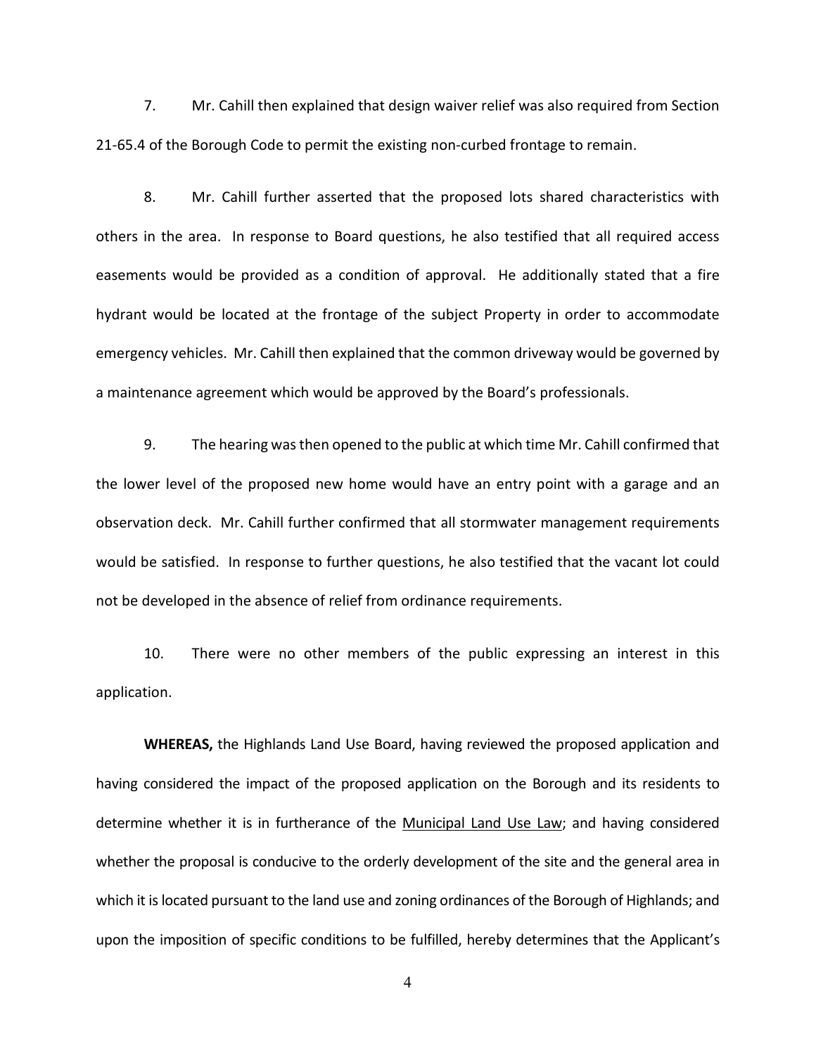7. Mr. Cahill then explained that design waiver relief was also required from Section 21-65.4 of the Borough Code to permit the existing non-curbed frontage to remain.

8. Mr. Cahill further asserted that the proposed lots shared characteristics with others in the area. In response to Board questions, he also testified that all required access easements would be provided as a condition of approval. He additionally stated that a fire hydrant would be located at the frontage of the subject Property in order to accommodate emergency vehicles. Mr. Cahill then explained that the common driveway would be governed by a maintenance agreement which would be approved by the Board's professionals.

9. The hearing was then opened to the public at which time Mr. Cahill confirmed that the lower level of the proposed new home would have an entry point with a garage and an observation deck. Mr. Cahill further confirmed that all stormwater management requirements would be satisfied. In response to further questions, he also testified that the vacant lot could not be developed in the absence of relief from ordinance requirements.

10. There were no other members of the public expressing an interest in this application.

**WHEREAS,** the Highlands Land Use Board, having reviewed the proposed application and having considered the impact of the proposed application on the Borough and its residents to determine whether it is in furtherance of the Municipal Land Use Law; and having considered whether the proposal is conducive to the orderly development of the site and the general area in which it is located pursuant to the land use and zoning ordinances of the Borough of Highlands; and upon the imposition of specific conditions to be fulfilled, hereby determines that the Applicant's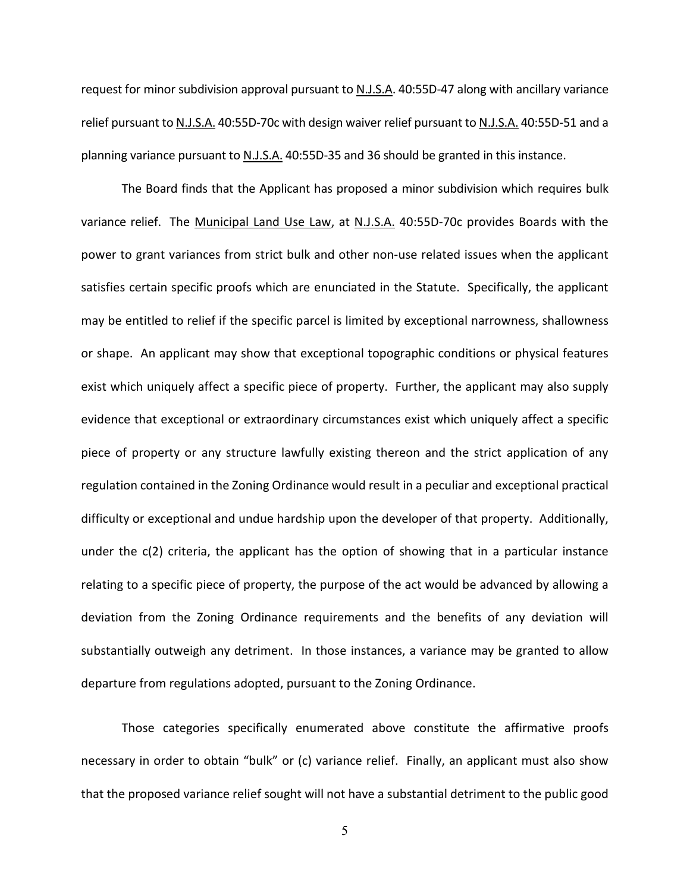request for minor subdivision approval pursuant to N.J.S.A. 40:55D-47 along with ancillary variance relief pursuant to N.J.S.A. 40:55D-70c with design waiver relief pursuant to N.J.S.A. 40:55D-51 and a planning variance pursuant to N.J.S.A. 40:55D-35 and 36 should be granted in this instance.

The Board finds that the Applicant has proposed a minor subdivision which requires bulk variance relief. The Municipal Land Use Law, at N.J.S.A. 40:55D-70c provides Boards with the power to grant variances from strict bulk and other non-use related issues when the applicant satisfies certain specific proofs which are enunciated in the Statute. Specifically, the applicant may be entitled to relief if the specific parcel is limited by exceptional narrowness, shallowness or shape. An applicant may show that exceptional topographic conditions or physical features exist which uniquely affect a specific piece of property. Further, the applicant may also supply evidence that exceptional or extraordinary circumstances exist which uniquely affect a specific piece of property or any structure lawfully existing thereon and the strict application of any regulation contained in the Zoning Ordinance would result in a peculiar and exceptional practical difficulty or exceptional and undue hardship upon the developer of that property. Additionally, under the c(2) criteria, the applicant has the option of showing that in a particular instance relating to a specific piece of property, the purpose of the act would be advanced by allowing a deviation from the Zoning Ordinance requirements and the benefits of any deviation will substantially outweigh any detriment. In those instances, a variance may be granted to allow departure from regulations adopted, pursuant to the Zoning Ordinance.

Those categories specifically enumerated above constitute the affirmative proofs necessary in order to obtain "bulk" or (c) variance relief. Finally, an applicant must also show that the proposed variance relief sought will not have a substantial detriment to the public good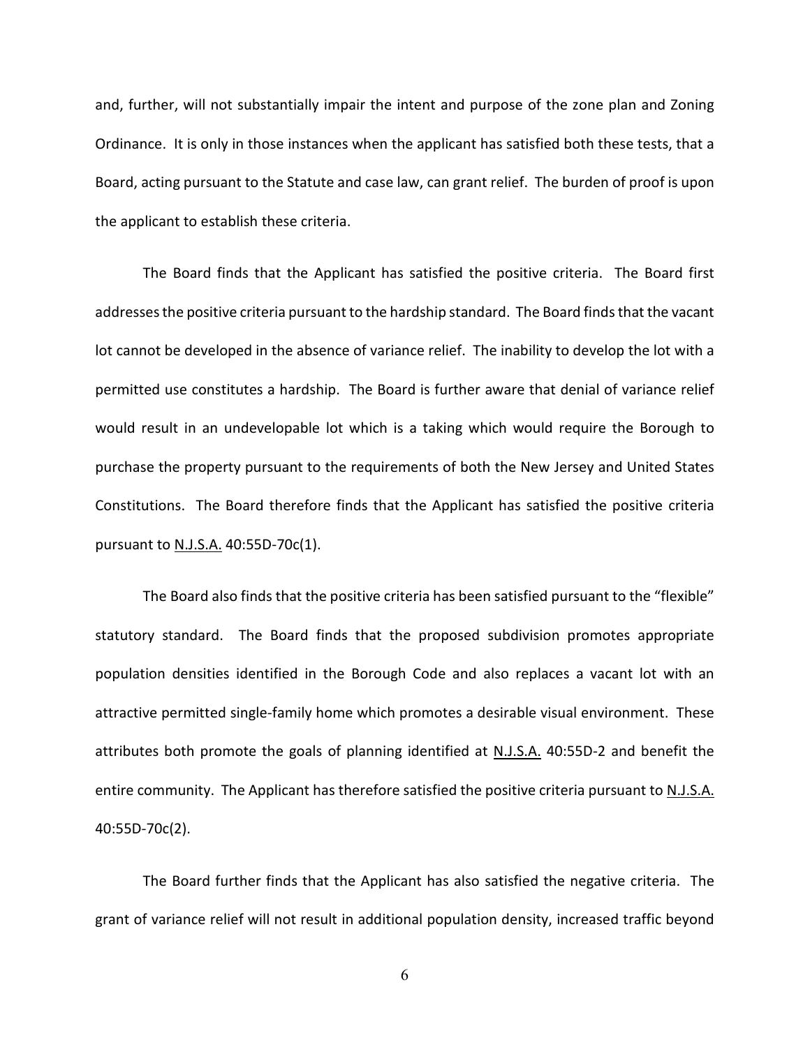and, further, will not substantially impair the intent and purpose of the zone plan and Zoning Ordinance. It is only in those instances when the applicant has satisfied both these tests, that a Board, acting pursuant to the Statute and case law, can grant relief. The burden of proof is upon the applicant to establish these criteria.

The Board finds that the Applicant has satisfied the positive criteria. The Board first addresses the positive criteria pursuant to the hardship standard. The Board finds that the vacant lot cannot be developed in the absence of variance relief. The inability to develop the lot with a permitted use constitutes a hardship. The Board is further aware that denial of variance relief would result in an undevelopable lot which is a taking which would require the Borough to purchase the property pursuant to the requirements of both the New Jersey and United States Constitutions. The Board therefore finds that the Applicant has satisfied the positive criteria pursuant to N.J.S.A. 40:55D-70c(1).

The Board also finds that the positive criteria has been satisfied pursuant to the "flexible" statutory standard. The Board finds that the proposed subdivision promotes appropriate population densities identified in the Borough Code and also replaces a vacant lot with an attractive permitted single-family home which promotes a desirable visual environment. These attributes both promote the goals of planning identified at N.J.S.A. 40:55D-2 and benefit the entire community. The Applicant has therefore satisfied the positive criteria pursuant to N.J.S.A. 40:55D-70c(2).

The Board further finds that the Applicant has also satisfied the negative criteria. The grant of variance relief will not result in additional population density, increased traffic beyond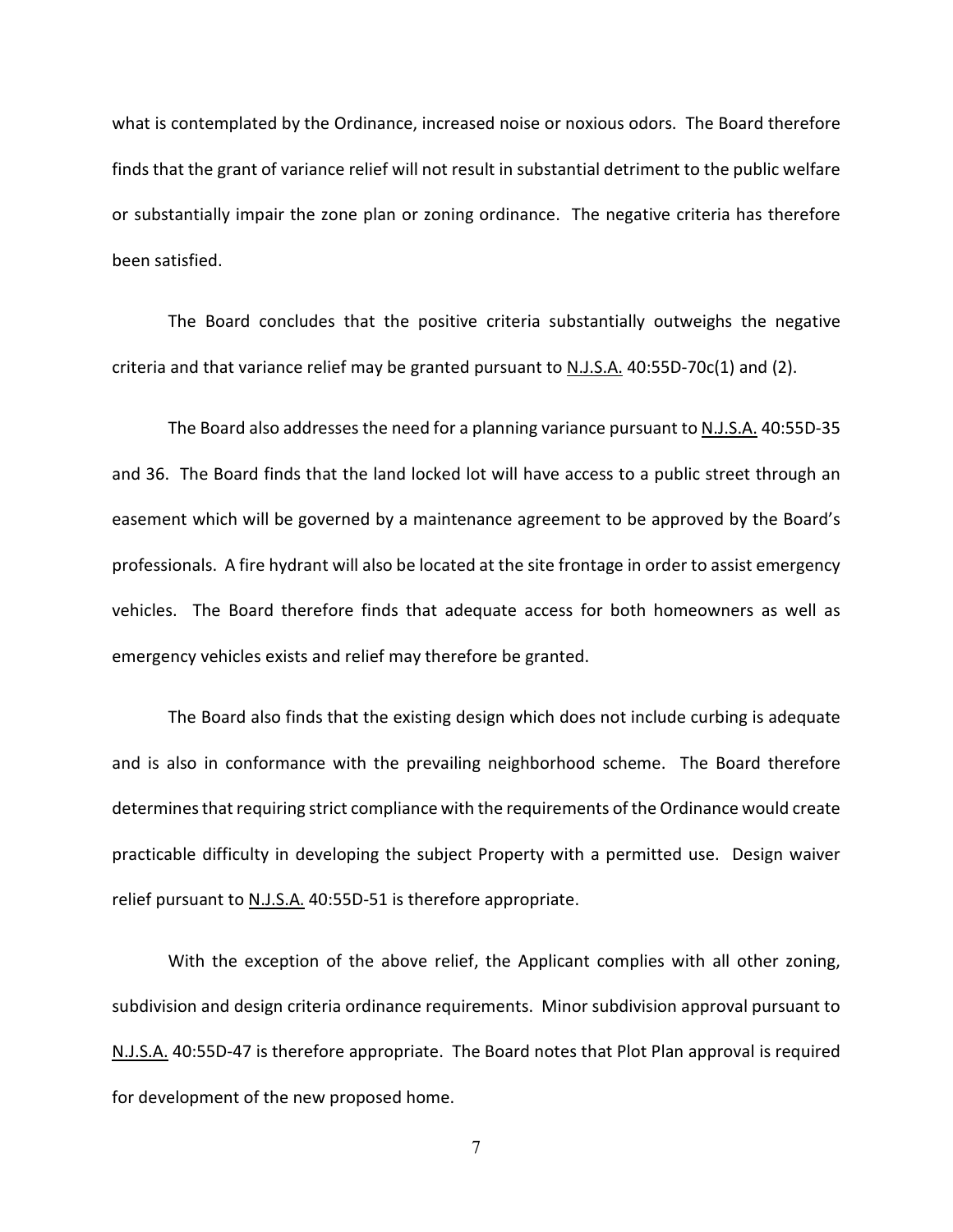what is contemplated by the Ordinance, increased noise or noxious odors. The Board therefore finds that the grant of variance relief will not result in substantial detriment to the public welfare or substantially impair the zone plan or zoning ordinance. The negative criteria has therefore been satisfied.

The Board concludes that the positive criteria substantially outweighs the negative criteria and that variance relief may be granted pursuant to N.J.S.A. 40:55D-70c(1) and (2).

The Board also addresses the need for a planning variance pursuant to N.J.S.A. 40:55D-35 and 36. The Board finds that the land locked lot will have access to a public street through an easement which will be governed by a maintenance agreement to be approved by the Board's professionals. A fire hydrant will also be located at the site frontage in order to assist emergency vehicles. The Board therefore finds that adequate access for both homeowners as well as emergency vehicles exists and relief may therefore be granted.

The Board also finds that the existing design which does not include curbing is adequate and is also in conformance with the prevailing neighborhood scheme. The Board therefore determines that requiring strict compliance with the requirements of the Ordinance would create practicable difficulty in developing the subject Property with a permitted use. Design waiver relief pursuant to N.J.S.A. 40:55D-51 is therefore appropriate.

With the exception of the above relief, the Applicant complies with all other zoning, subdivision and design criteria ordinance requirements. Minor subdivision approval pursuant to N.J.S.A. 40:55D-47 is therefore appropriate. The Board notes that Plot Plan approval is required for development of the new proposed home.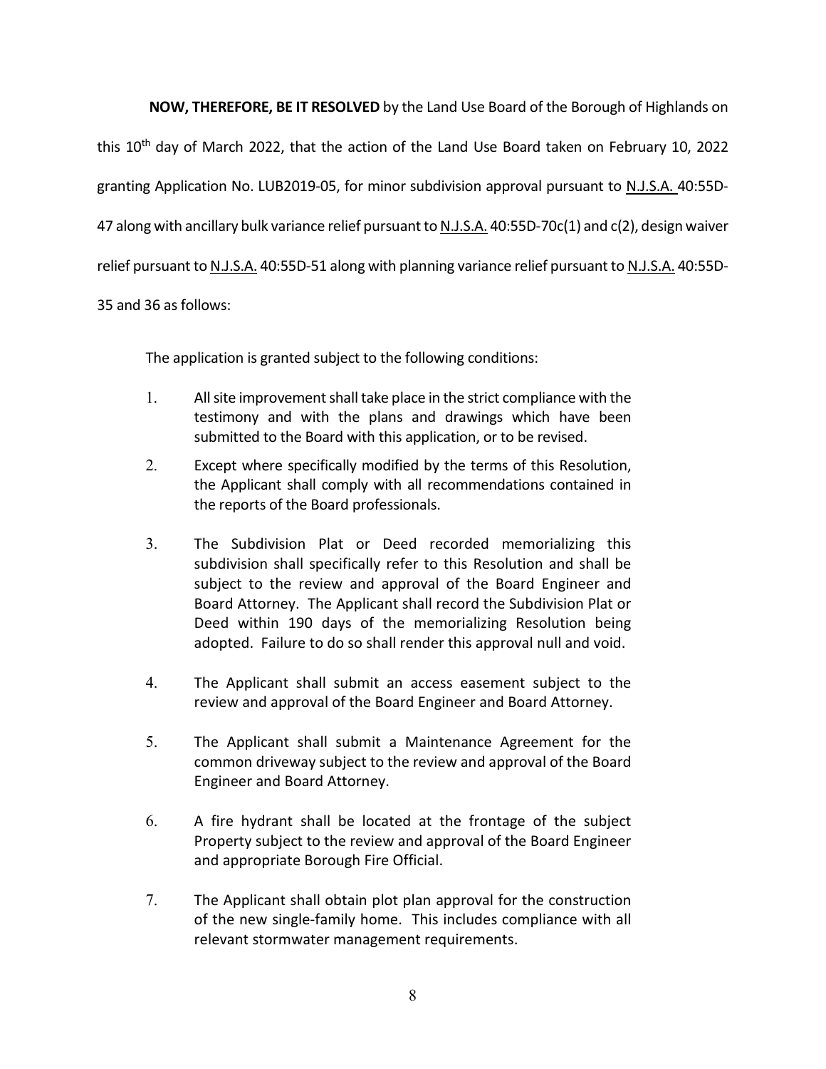**NOW, THEREFORE, BE IT RESOLVED** by the Land Use Board of the Borough of Highlands on this 10th day of March 2022, that the action of the Land Use Board taken on February 10, 2022 granting Application No. LUB2019-05, for minor subdivision approval pursuant to N.J.S.A. 40:55D-47 along with ancillary bulk variance relief pursuant to N.J.S.A. 40:55D-70c(1) and c(2), design waiver relief pursuant to N.J.S.A. 40:55D-51 along with planning variance relief pursuant to N.J.S.A. 40:55D-35 and 36 as follows:

The application is granted subject to the following conditions:

1. All site improvement shall take place in the strict compliance with the testimony and with the plans and drawings which have been submitted to the Board with this application, or to be revised.

2. Except where specifically modified by the terms of this Resolution, the Applicant shall comply with all recommendations contained in the reports of the Board professionals.

3. The Subdivision Plat or Deed recorded memorializing this subdivision shall specifically refer to this Resolution and shall be subject to the review and approval of the Board Engineer and Board Attorney. The Applicant shall record the Subdivision Plat or Deed within 190 days of the memorializing Resolution being adopted. Failure to do so shall render this approval null and void.

4. The Applicant shall submit an access easement subject to the review and approval of the Board Engineer and Board Attorney.

5. The Applicant shall submit a Maintenance Agreement for the common driveway subject to the review and approval of the Board Engineer and Board Attorney.

6. A fire hydrant shall be located at the frontage of the subject Property subject to the review and approval of the Board Engineer and appropriate Borough Fire Official.

7. The Applicant shall obtain plot plan approval for the construction of the new single-family home. This includes compliance with all relevant stormwater management requirements.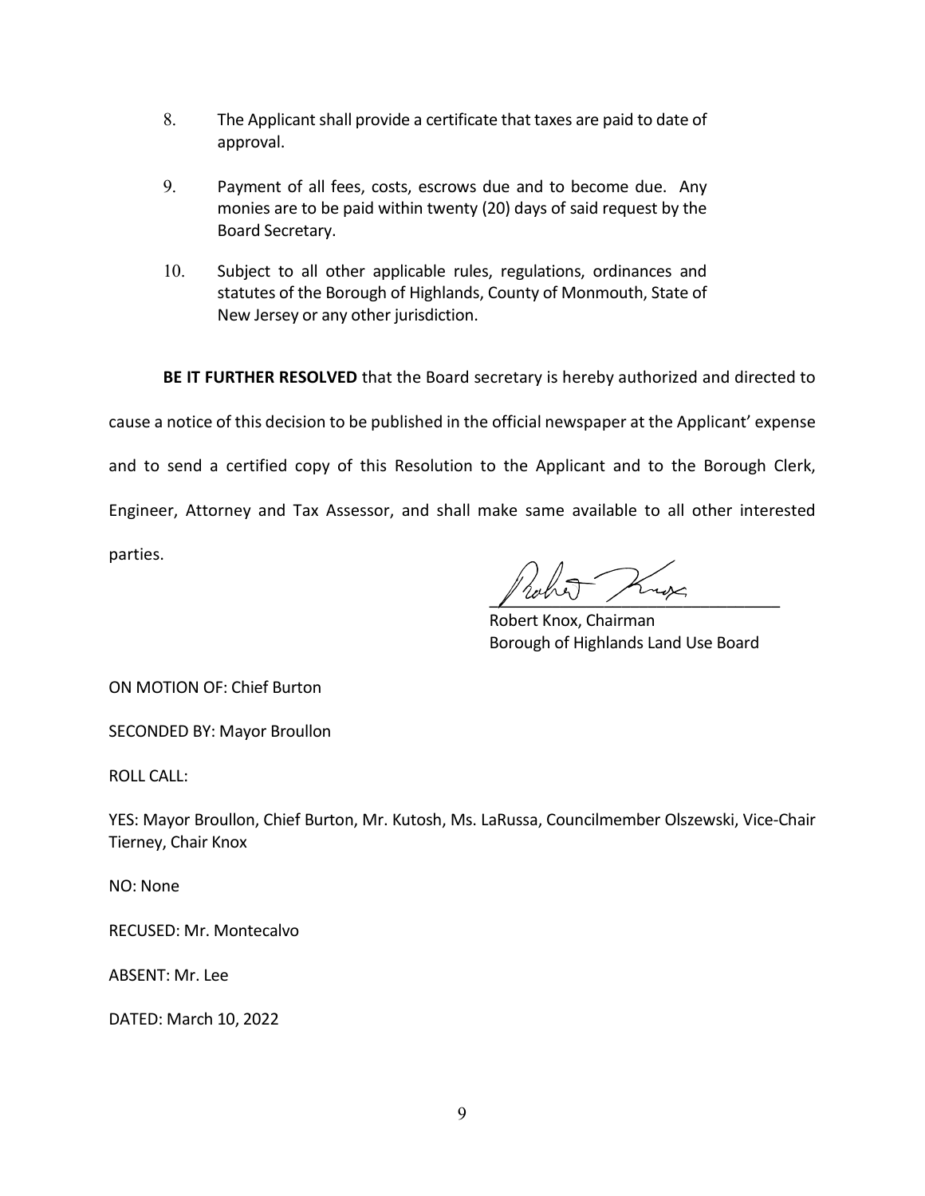8. The Applicant shall provide a certificate that taxes are paid to date of approval.

9. Payment of all fees, costs, escrows due and to become due. Any monies are to be paid within twenty (20) days of said request by the Board Secretary.

10. Subject to all other applicable rules, regulations, ordinances and statutes of the Borough of Highlands, County of Monmouth, State of New Jersey or any other jurisdiction.

**BE IT FURTHER RESOLVED** that the Board secretary is hereby authorized and directed to cause a notice of this decision to be published in the official newspaper at the Applicant' expense and to send a certified copy of this Resolution to the Applicant and to the Borough Clerk, Engineer, Attorney and Tax Assessor, and shall make same available to all other interested parties.

Robert Knox, Chairman
Borough of Highlands Land Use Board

ON MOTION OF: Chief Burton

SECONDED BY: Mayor Broullon

ROLL CALL:

YES: Mayor Broullon, Chief Burton, Mr. Kutosh, Ms. LaRussa, Councilmember Olszewski, Vice-Chair Tierney, Chair Knox

NO: None

RECUSED: Mr. Montecalvo

ABSENT: Mr. Lee

DATED: March 10, 2022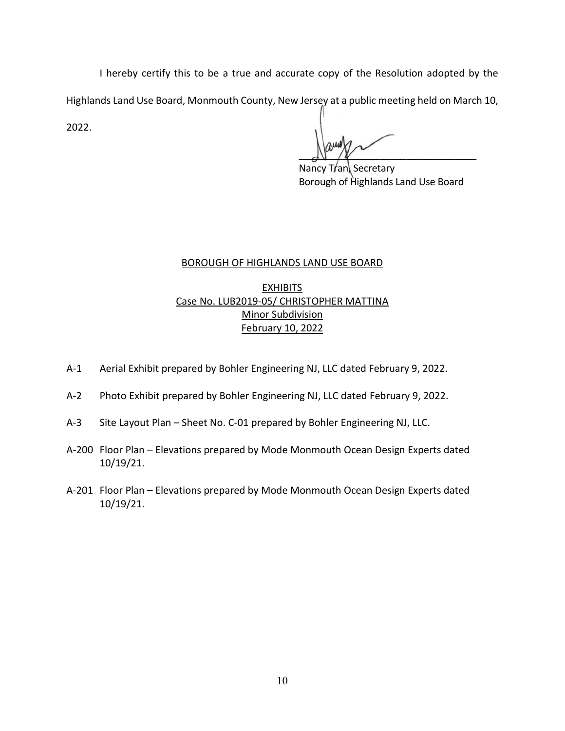I hereby certify this to be a true and accurate copy of the Resolution adopted by the Highlands Land Use Board, Monmouth County, New Jersey at a public meeting held on March 10, 2022.

\_\_\_\_\_\_\_\_\_\_\_\_\_\_\_\_\_\_\_\_\_\_\_\_\_\_\_\_\_\_\_\_

Nancy Tran, Secretary
Borough of Highlands Land Use Board

BOROUGH OF HIGHLANDS LAND USE BOARD

EXHIBITS
Case No. LUB2019-05/ CHRISTOPHER MATTINA
Minor Subdivision
February 10, 2022

A-1 Aerial Exhibit prepared by Bohler Engineering NJ, LLC dated February 9, 2022.

A-2 Photo Exhibit prepared by Bohler Engineering NJ, LLC dated February 9, 2022.

A-3 Site Layout Plan – Sheet No. C-01 prepared by Bohler Engineering NJ, LLC.

A-200 Floor Plan – Elevations prepared by Mode Monmouth Ocean Design Experts dated 10/19/21.

A-201 Floor Plan – Elevations prepared by Mode Monmouth Ocean Design Experts dated 10/19/21.